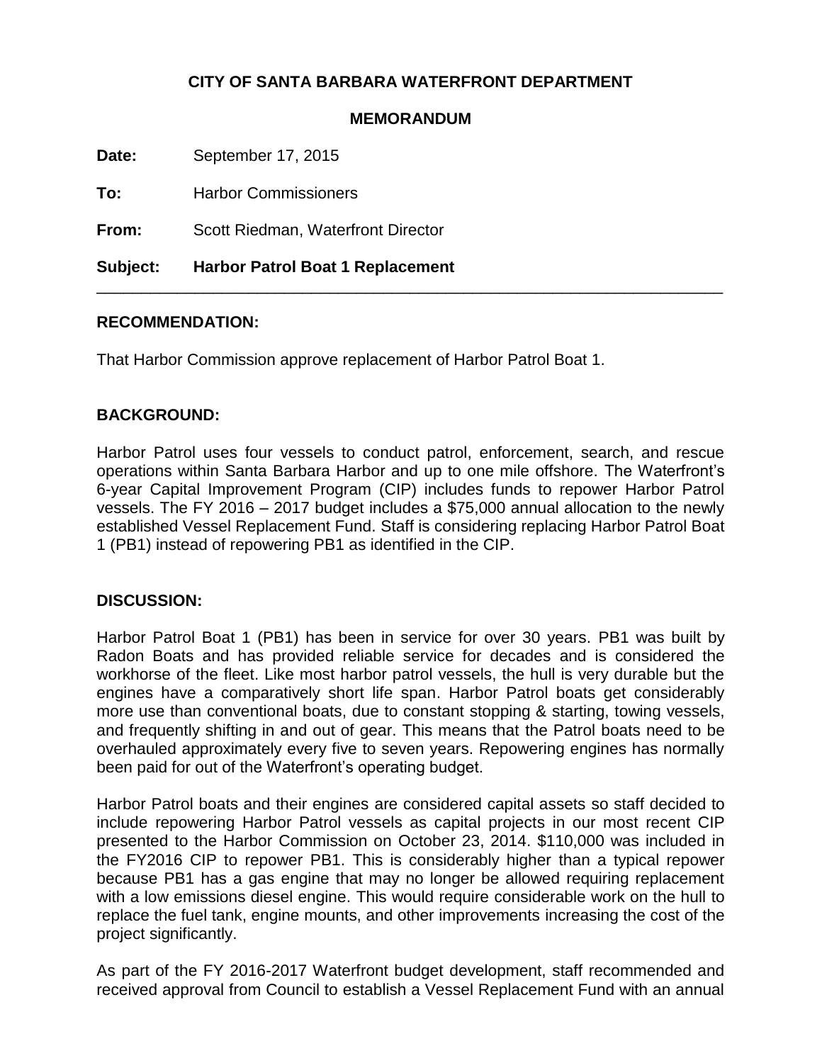**CITY OF SANTA BARBARA WATERFRONT DEPARTMENT**

**MEMORANDUM**

**Date:** September 17, 2015

**To:** Harbor Commissioners

**From:** Scott Riedman, Waterfront Director

**Subject: Harbor Patrol Boat 1 Replacement**

---

## RECOMMENDATION:

That Harbor Commission approve replacement of Harbor Patrol Boat 1.

## BACKGROUND:

Harbor Patrol uses four vessels to conduct patrol, enforcement, search, and rescue operations within Santa Barbara Harbor and up to one mile offshore. The Waterfront's 6-year Capital Improvement Program (CIP) includes funds to repower Harbor Patrol vessels. The FY 2016 – 2017 budget includes a $75,000 annual allocation to the newly established Vessel Replacement Fund. Staff is considering replacing Harbor Patrol Boat 1 (PB1) instead of repowering PB1 as identified in the CIP.

## DISCUSSION:

Harbor Patrol Boat 1 (PB1) has been in service for over 30 years. PB1 was built by Radon Boats and has provided reliable service for decades and is considered the workhorse of the fleet. Like most harbor patrol vessels, the hull is very durable but the engines have a comparatively short life span. Harbor Patrol boats get considerably more use than conventional boats, due to constant stopping & starting, towing vessels, and frequently shifting in and out of gear. This means that the Patrol boats need to be overhauled approximately every five to seven years. Repowering engines has normally been paid for out of the Waterfront's operating budget.

Harbor Patrol boats and their engines are considered capital assets so staff decided to include repowering Harbor Patrol vessels as capital projects in our most recent CIP presented to the Harbor Commission on October 23, 2014. $110,000 was included in the FY2016 CIP to repower PB1. This is considerably higher than a typical repower because PB1 has a gas engine that may no longer be allowed requiring replacement with a low emissions diesel engine. This would require considerable work on the hull to replace the fuel tank, engine mounts, and other improvements increasing the cost of the project significantly.

As part of the FY 2016-2017 Waterfront budget development, staff recommended and received approval from Council to establish a Vessel Replacement Fund with an annual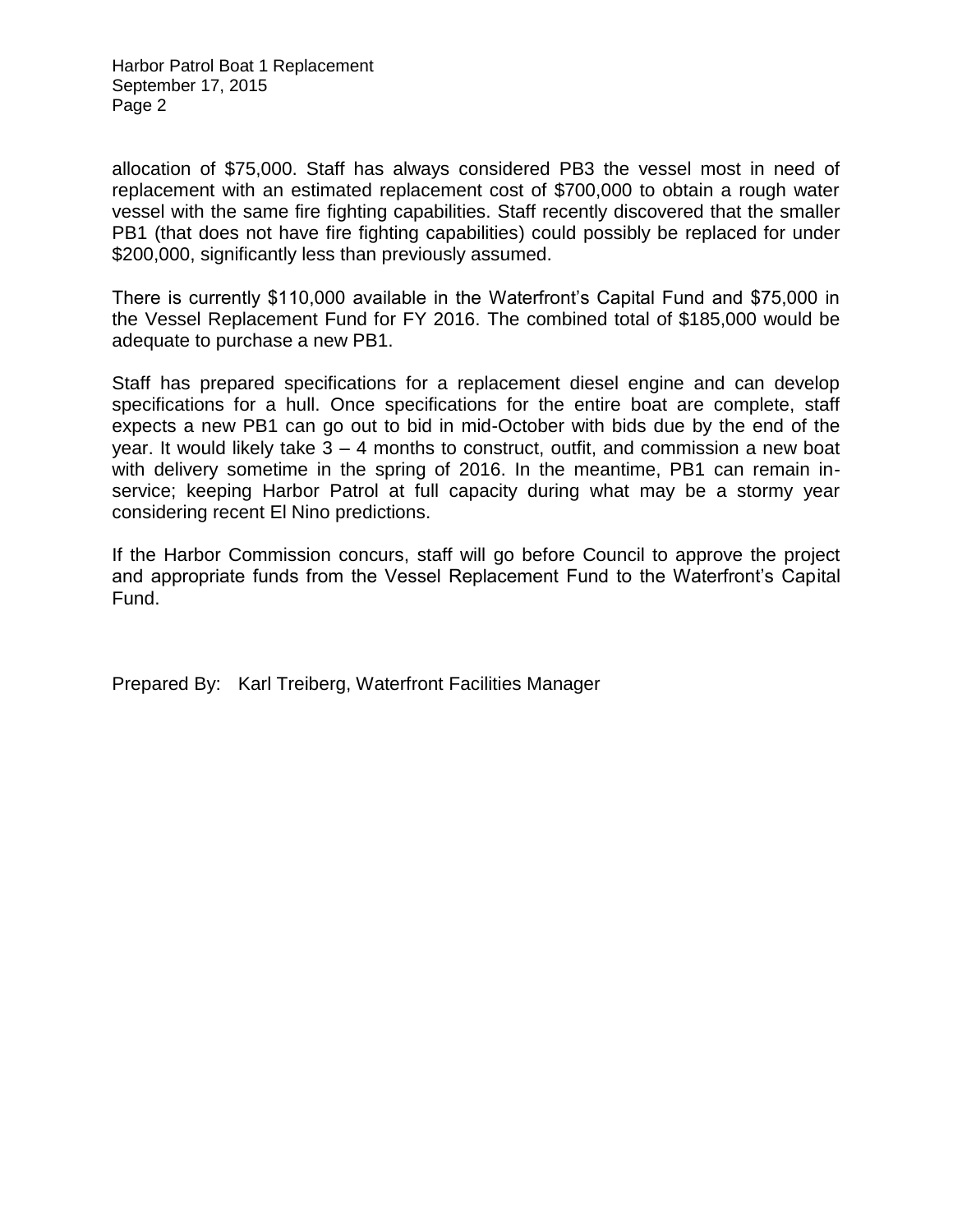allocation of $75,000. Staff has always considered PB3 the vessel most in need of replacement with an estimated replacement cost of $700,000 to obtain a rough water vessel with the same fire fighting capabilities. Staff recently discovered that the smaller PB1 (that does not have fire fighting capabilities) could possibly be replaced for under $200,000, significantly less than previously assumed.

There is currently $110,000 available in the Waterfront's Capital Fund and $75,000 in the Vessel Replacement Fund for FY 2016. The combined total of $185,000 would be adequate to purchase a new PB1.

Staff has prepared specifications for a replacement diesel engine and can develop specifications for a hull. Once specifications for the entire boat are complete, staff expects a new PB1 can go out to bid in mid-October with bids due by the end of the year. It would likely take 3 – 4 months to construct, outfit, and commission a new boat with delivery sometime in the spring of 2016. In the meantime, PB1 can remain in-service; keeping Harbor Patrol at full capacity during what may be a stormy year considering recent El Nino predictions.

If the Harbor Commission concurs, staff will go before Council to approve the project and appropriate funds from the Vessel Replacement Fund to the Waterfront's Capital Fund.

Prepared By: Karl Treiberg, Waterfront Facilities Manager